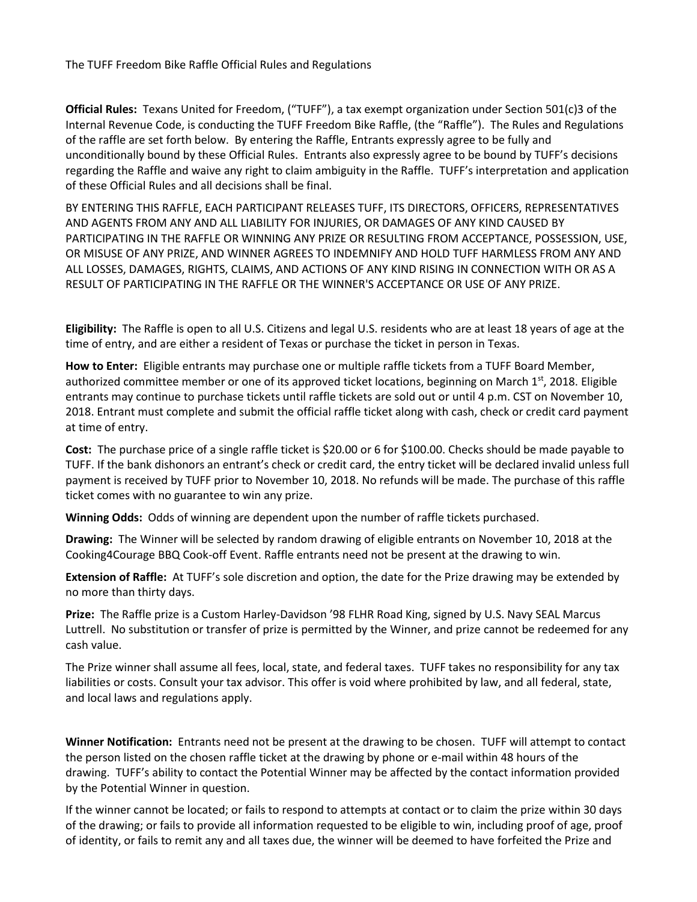The TUFF Freedom Bike Raffle Official Rules and Regulations

**Official Rules:** Texans United for Freedom, ("TUFF"), a tax exempt organization under Section 501(c)3 of the Internal Revenue Code, is conducting the TUFF Freedom Bike Raffle, (the "Raffle"). The Rules and Regulations of the raffle are set forth below. By entering the Raffle, Entrants expressly agree to be fully and unconditionally bound by these Official Rules. Entrants also expressly agree to be bound by TUFF's decisions regarding the Raffle and waive any right to claim ambiguity in the Raffle. TUFF's interpretation and application of these Official Rules and all decisions shall be final.

BY ENTERING THIS RAFFLE, EACH PARTICIPANT RELEASES TUFF, ITS DIRECTORS, OFFICERS, REPRESENTATIVES AND AGENTS FROM ANY AND ALL LIABILITY FOR INJURIES, OR DAMAGES OF ANY KIND CAUSED BY PARTICIPATING IN THE RAFFLE OR WINNING ANY PRIZE OR RESULTING FROM ACCEPTANCE, POSSESSION, USE, OR MISUSE OF ANY PRIZE, AND WINNER AGREES TO INDEMNIFY AND HOLD TUFF HARMLESS FROM ANY AND ALL LOSSES, DAMAGES, RIGHTS, CLAIMS, AND ACTIONS OF ANY KIND RISING IN CONNECTION WITH OR AS A RESULT OF PARTICIPATING IN THE RAFFLE OR THE WINNER'S ACCEPTANCE OR USE OF ANY PRIZE.

**Eligibility:** The Raffle is open to all U.S. Citizens and legal U.S. residents who are at least 18 years of age at the time of entry, and are either a resident of Texas or purchase the ticket in person in Texas.

**How to Enter:** Eligible entrants may purchase one or multiple raffle tickets from a TUFF Board Member, authorized committee member or one of its approved ticket locations, beginning on March 1st, 2018. Eligible entrants may continue to purchase tickets until raffle tickets are sold out or until 4 p.m. CST on November 10, 2018. Entrant must complete and submit the official raffle ticket along with cash, check or credit card payment at time of entry.

**Cost:** The purchase price of a single raffle ticket is $20.00 or 6 for $100.00. Checks should be made payable to TUFF. If the bank dishonors an entrant's check or credit card, the entry ticket will be declared invalid unless full payment is received by TUFF prior to November 10, 2018. No refunds will be made. The purchase of this raffle ticket comes with no guarantee to win any prize.

**Winning Odds:** Odds of winning are dependent upon the number of raffle tickets purchased.

**Drawing:** The Winner will be selected by random drawing of eligible entrants on November 10, 2018 at the Cooking4Courage BBQ Cook-off Event. Raffle entrants need not be present at the drawing to win.

**Extension of Raffle:** At TUFF's sole discretion and option, the date for the Prize drawing may be extended by no more than thirty days.

**Prize:** The Raffle prize is a Custom Harley-Davidson '98 FLHR Road King, signed by U.S. Navy SEAL Marcus Luttrell. No substitution or transfer of prize is permitted by the Winner, and prize cannot be redeemed for any cash value.

The Prize winner shall assume all fees, local, state, and federal taxes. TUFF takes no responsibility for any tax liabilities or costs. Consult your tax advisor. This offer is void where prohibited by law, and all federal, state, and local laws and regulations apply.

**Winner Notification:** Entrants need not be present at the drawing to be chosen. TUFF will attempt to contact the person listed on the chosen raffle ticket at the drawing by phone or e-mail within 48 hours of the drawing. TUFF's ability to contact the Potential Winner may be affected by the contact information provided by the Potential Winner in question.

If the winner cannot be located; or fails to respond to attempts at contact or to claim the prize within 30 days of the drawing; or fails to provide all information requested to be eligible to win, including proof of age, proof of identity, or fails to remit any and all taxes due, the winner will be deemed to have forfeited the Prize and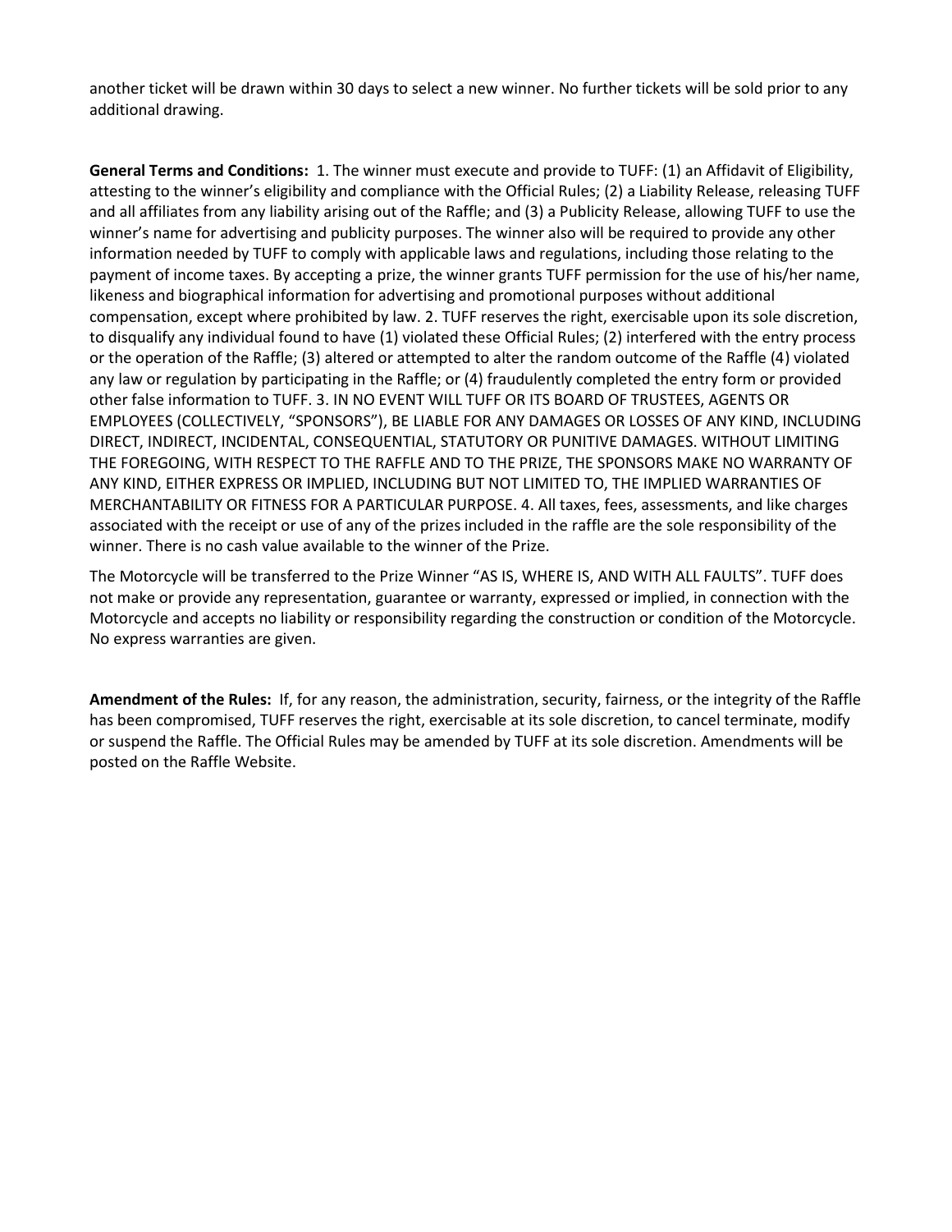another ticket will be drawn within 30 days to select a new winner. No further tickets will be sold prior to any additional drawing.

**General Terms and Conditions:** 1. The winner must execute and provide to TUFF: (1) an Affidavit of Eligibility, attesting to the winner's eligibility and compliance with the Official Rules; (2) a Liability Release, releasing TUFF and all affiliates from any liability arising out of the Raffle; and (3) a Publicity Release, allowing TUFF to use the winner's name for advertising and publicity purposes. The winner also will be required to provide any other information needed by TUFF to comply with applicable laws and regulations, including those relating to the payment of income taxes. By accepting a prize, the winner grants TUFF permission for the use of his/her name, likeness and biographical information for advertising and promotional purposes without additional compensation, except where prohibited by law. 2. TUFF reserves the right, exercisable upon its sole discretion, to disqualify any individual found to have (1) violated these Official Rules; (2) interfered with the entry process or the operation of the Raffle; (3) altered or attempted to alter the random outcome of the Raffle (4) violated any law or regulation by participating in the Raffle; or (4) fraudulently completed the entry form or provided other false information to TUFF. 3. IN NO EVENT WILL TUFF OR ITS BOARD OF TRUSTEES, AGENTS OR EMPLOYEES (COLLECTIVELY, "SPONSORS"), BE LIABLE FOR ANY DAMAGES OR LOSSES OF ANY KIND, INCLUDING DIRECT, INDIRECT, INCIDENTAL, CONSEQUENTIAL, STATUTORY OR PUNITIVE DAMAGES. WITHOUT LIMITING THE FOREGOING, WITH RESPECT TO THE RAFFLE AND TO THE PRIZE, THE SPONSORS MAKE NO WARRANTY OF ANY KIND, EITHER EXPRESS OR IMPLIED, INCLUDING BUT NOT LIMITED TO, THE IMPLIED WARRANTIES OF MERCHANTABILITY OR FITNESS FOR A PARTICULAR PURPOSE. 4. All taxes, fees, assessments, and like charges associated with the receipt or use of any of the prizes included in the raffle are the sole responsibility of the winner. There is no cash value available to the winner of the Prize.

The Motorcycle will be transferred to the Prize Winner "AS IS, WHERE IS, AND WITH ALL FAULTS". TUFF does not make or provide any representation, guarantee or warranty, expressed or implied, in connection with the Motorcycle and accepts no liability or responsibility regarding the construction or condition of the Motorcycle. No express warranties are given.

**Amendment of the Rules:** If, for any reason, the administration, security, fairness, or the integrity of the Raffle has been compromised, TUFF reserves the right, exercisable at its sole discretion, to cancel terminate, modify or suspend the Raffle. The Official Rules may be amended by TUFF at its sole discretion. Amendments will be posted on the Raffle Website.